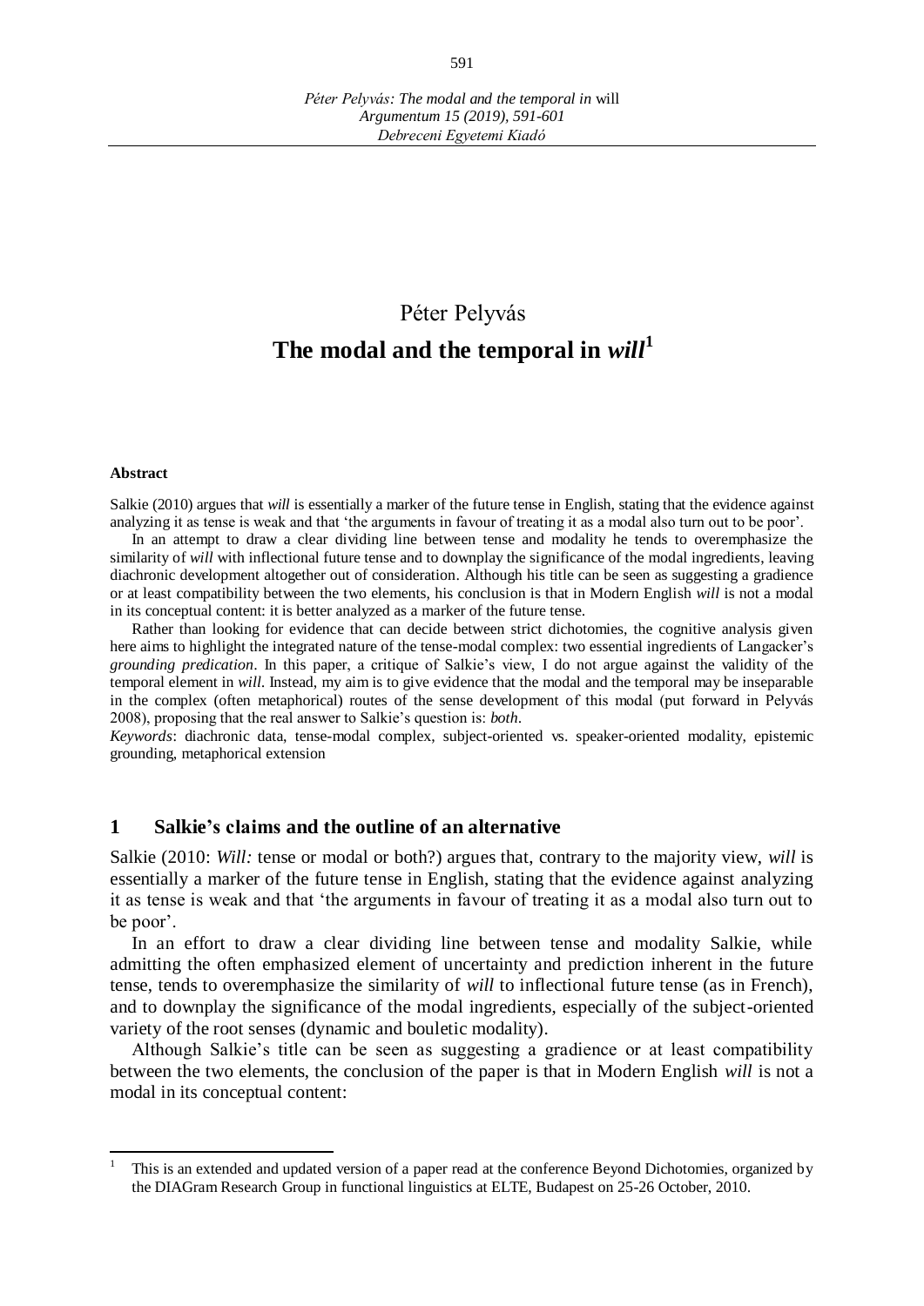Péter Pelyvás

# The modal and the temporal in *will*[1]

**Abstract**

Salkie (2010) argues that *will* is essentially a marker of the future tense in English, stating that the evidence against analyzing it as tense is weak and that 'the arguments in favour of treating it as a modal also turn out to be poor'.

In an attempt to draw a clear dividing line between tense and modality he tends to overemphasize the similarity of *will* with inflectional future tense and to downplay the significance of the modal ingredients, leaving diachronic development altogether out of consideration. Although his title can be seen as suggesting a gradience or at least compatibility between the two elements, his conclusion is that in Modern English *will* is not a modal in its conceptual content: it is better analyzed as a marker of the future tense.

Rather than looking for evidence that can decide between strict dichotomies, the cognitive analysis given here aims to highlight the integrated nature of the tense-modal complex: two essential ingredients of Langacker's *grounding predication*. In this paper, a critique of Salkie's view, I do not argue against the validity of the temporal element in *will*. Instead, my aim is to give evidence that the modal and the temporal may be inseparable in the complex (often metaphorical) routes of the sense development of this modal (put forward in Pelyvás 2008), proposing that the real answer to Salkie's question is: *both*.

*Keywords*: diachronic data, tense-modal complex, subject-oriented vs. speaker-oriented modality, epistemic grounding, metaphorical extension

## 1 Salkie's claims and the outline of an alternative

Salkie (2010: *Will:* tense or modal or both?) argues that, contrary to the majority view, *will* is essentially a marker of the future tense in English, stating that the evidence against analyzing it as tense is weak and that 'the arguments in favour of treating it as a modal also turn out to be poor'.

In an effort to draw a clear dividing line between tense and modality Salkie, while admitting the often emphasized element of uncertainty and prediction inherent in the future tense, tends to overemphasize the similarity of *will* to inflectional future tense (as in French), and to downplay the significance of the modal ingredients, especially of the subject-oriented variety of the root senses (dynamic and bouletic modality).

Although Salkie's title can be seen as suggesting a gradience or at least compatibility between the two elements, the conclusion of the paper is that in Modern English *will* is not a modal in its conceptual content:

---

[1] This is an extended and updated version of a paper read at the conference Beyond Dichotomies, organized by the DIAGram Research Group in functional linguistics at ELTE, Budapest on 25-26 October, 2010.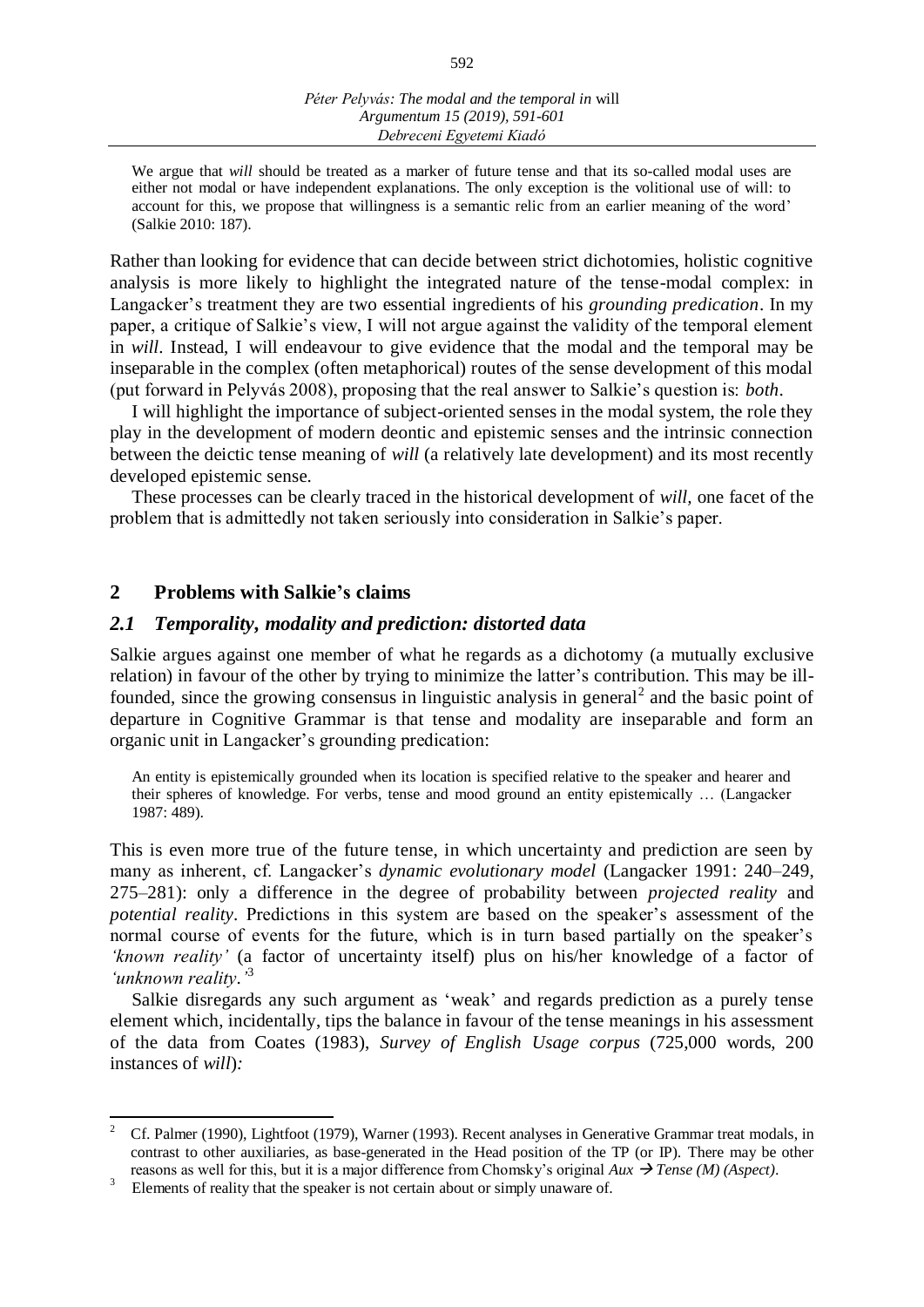> We argue that *will* should be treated as a marker of future tense and that its so-called modal uses are either not modal or have independent explanations. The only exception is the volitional use of will: to account for this, we propose that willingness is a semantic relic from an earlier meaning of the word' (Salkie 2010: 187).

Rather than looking for evidence that can decide between strict dichotomies, holistic cognitive analysis is more likely to highlight the integrated nature of the tense-modal complex: in Langacker's treatment they are two essential ingredients of his *grounding predication*. In my paper, a critique of Salkie's view, I will not argue against the validity of the temporal element in *will*. Instead, I will endeavour to give evidence that the modal and the temporal may be inseparable in the complex (often metaphorical) routes of the sense development of this modal (put forward in Pelyvás 2008), proposing that the real answer to Salkie's question is: *both*.

I will highlight the importance of subject-oriented senses in the modal system, the role they play in the development of modern deontic and epistemic senses and the intrinsic connection between the deictic tense meaning of *will* (a relatively late development) and its most recently developed epistemic sense.

These processes can be clearly traced in the historical development of *will,* one facet of the problem that is admittedly not taken seriously into consideration in Salkie's paper.

## 2 Problems with Salkie's claims

### *2.1 Temporality, modality and prediction: distorted data*

Salkie argues against one member of what he regards as a dichotomy (a mutually exclusive relation) in favour of the other by trying to minimize the latter's contribution. This may be ill-founded, since the growing consensus in linguistic analysis in general[2] and the basic point of departure in Cognitive Grammar is that tense and modality are inseparable and form an organic unit in Langacker's grounding predication:

> An entity is epistemically grounded when its location is specified relative to the speaker and hearer and their spheres of knowledge. For verbs, tense and mood ground an entity epistemically … (Langacker 1987: 489).

This is even more true of the future tense, in which uncertainty and prediction are seen by many as inherent, cf. Langacker's *dynamic evolutionary model* (Langacker 1991: 240–249, 275–281): only a difference in the degree of probability between *projected reality* and *potential reality*. Predictions in this system are based on the speaker's assessment of the normal course of events for the future, which is in turn based partially on the speaker's *'known reality'* (a factor of uncertainty itself) plus on his/her knowledge of a factor of *'unknown reality*.'[3]

Salkie disregards any such argument as 'weak' and regards prediction as a purely tense element which, incidentally, tips the balance in favour of the tense meanings in his assessment of the data from Coates (1983), *Survey of English Usage corpus* (725,000 words, 200 instances of *will*)*:*

---

[2] Cf. Palmer (1990), Lightfoot (1979), Warner (1993). Recent analyses in Generative Grammar treat modals, in contrast to other auxiliaries, as base-generated in the Head position of the TP (or IP). There may be other reasons as well for this, but it is a major difference from Chomsky's original *Aux* → *Tense (M) (Aspect)*.

[3] Elements of reality that the speaker is not certain about or simply unaware of.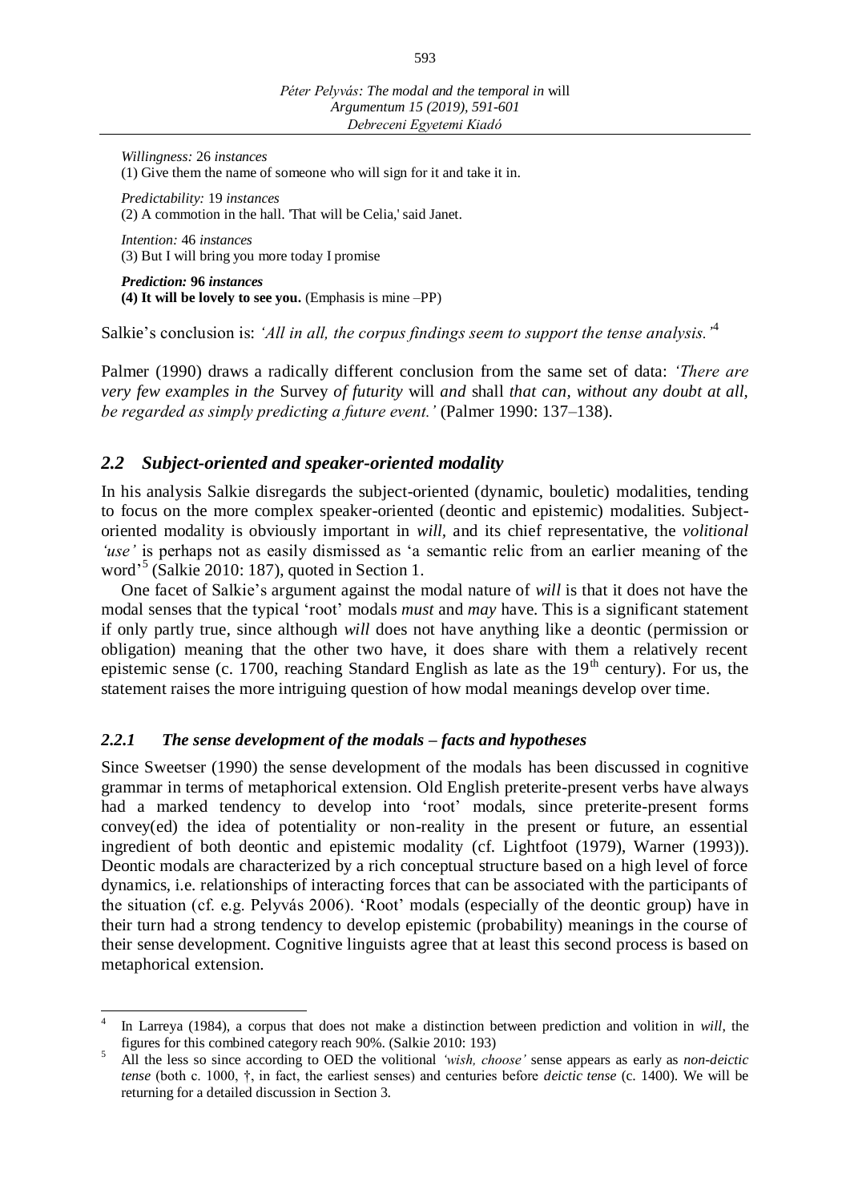*Willingness:* 26 *instances*
(1) Give them the name of someone who will sign for it and take it in.

*Predictability:* 19 *instances*
(2) A commotion in the hall. 'That will be Celia,' said Janet.

*Intention:* 46 *instances*
(3) But I will bring you more today I promise

***Prediction:* 96 *instances***
**(4) It will be lovely to see you.** (Emphasis is mine –PP)

Salkie's conclusion is: *'All in all, the corpus findings seem to support the tense analysis.'*[4]

Palmer (1990) draws a radically different conclusion from the same set of data: *'There are very few examples in the* Survey *of futurity* will *and* shall *that can, without any doubt at all, be regarded as simply predicting a future event.'* (Palmer 1990: 137–138).

## *2.2 Subject-oriented and speaker-oriented modality*

In his analysis Salkie disregards the subject-oriented (dynamic, bouletic) modalities, tending to focus on the more complex speaker-oriented (deontic and epistemic) modalities. Subject-oriented modality is obviously important in *will*, and its chief representative, the *volitional 'use'* is perhaps not as easily dismissed as 'a semantic relic from an earlier meaning of the word'[5] (Salkie 2010: 187), quoted in Section 1.

One facet of Salkie's argument against the modal nature of *will* is that it does not have the modal senses that the typical 'root' modals *must* and *may* have. This is a significant statement if only partly true, since although *will* does not have anything like a deontic (permission or obligation) meaning that the other two have, it does share with them a relatively recent epistemic sense (c. 1700, reaching Standard English as late as the 19th century). For us, the statement raises the more intriguing question of how modal meanings develop over time.

### *2.2.1 The sense development of the modals – facts and hypotheses*

Since Sweetser (1990) the sense development of the modals has been discussed in cognitive grammar in terms of metaphorical extension. Old English preterite-present verbs have always had a marked tendency to develop into 'root' modals, since preterite-present forms convey(ed) the idea of potentiality or non-reality in the present or future, an essential ingredient of both deontic and epistemic modality (cf. Lightfoot (1979), Warner (1993)). Deontic modals are characterized by a rich conceptual structure based on a high level of force dynamics, i.e. relationships of interacting forces that can be associated with the participants of the situation (cf. e.g. Pelyvás 2006). 'Root' modals (especially of the deontic group) have in their turn had a strong tendency to develop epistemic (probability) meanings in the course of their sense development. Cognitive linguists agree that at least this second process is based on metaphorical extension.

---

[4] In Larreya (1984), a corpus that does not make a distinction between prediction and volition in *will*, the figures for this combined category reach 90%. (Salkie 2010: 193)

[5] All the less so since according to OED the volitional *'wish, choose'* sense appears as early as *non-deictic tense* (both c. 1000, †, in fact, the earliest senses) and centuries before *deictic tense* (c. 1400). We will be returning for a detailed discussion in Section 3.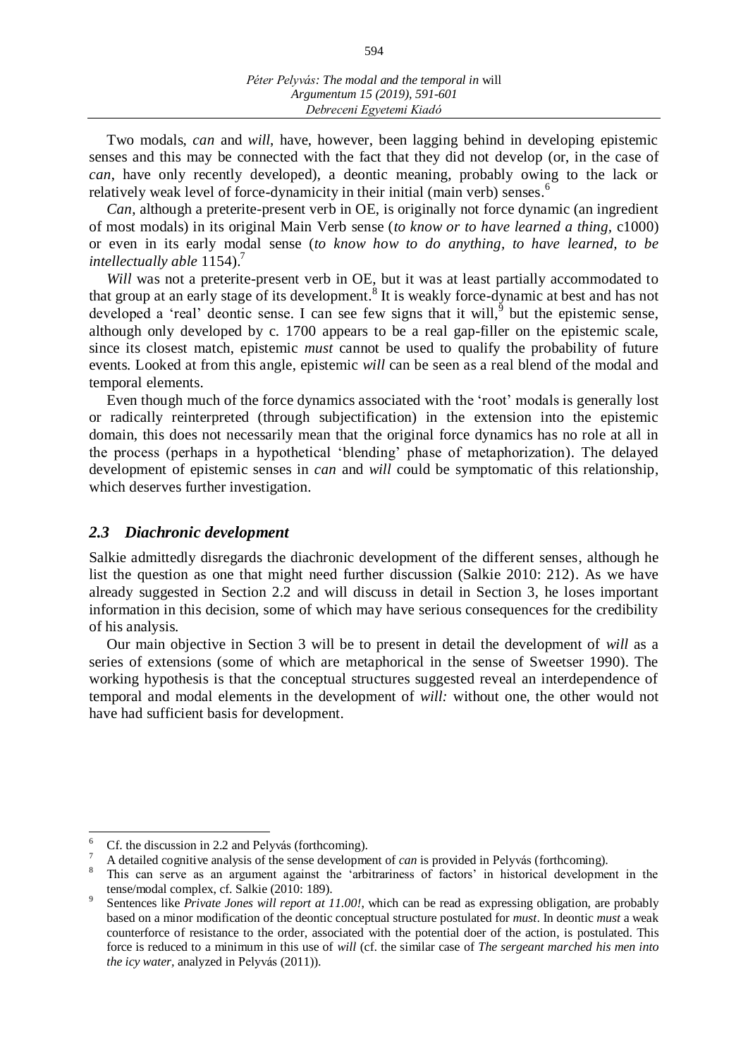Two modals, *can* and *will*, have, however, been lagging behind in developing epistemic senses and this may be connected with the fact that they did not develop (or, in the case of *can*, have only recently developed), a deontic meaning, probably owing to the lack or relatively weak level of force-dynamicity in their initial (main verb) senses.[6]

*Can*, although a preterite-present verb in OE, is originally not force dynamic (an ingredient of most modals) in its original Main Verb sense (*to know or to have learned a thing,* c1000) or even in its early modal sense (*to know how to do anything, to have learned, to be intellectually able* 1154).[7]

*Will* was not a preterite-present verb in OE, but it was at least partially accommodated to that group at an early stage of its development.[8] It is weakly force-dynamic at best and has not developed a 'real' deontic sense. I can see few signs that it will,[9] but the epistemic sense, although only developed by c. 1700 appears to be a real gap-filler on the epistemic scale, since its closest match, epistemic *must* cannot be used to qualify the probability of future events. Looked at from this angle, epistemic *will* can be seen as a real blend of the modal and temporal elements.

Even though much of the force dynamics associated with the 'root' modals is generally lost or radically reinterpreted (through subjectification) in the extension into the epistemic domain, this does not necessarily mean that the original force dynamics has no role at all in the process (perhaps in a hypothetical 'blending' phase of metaphorization). The delayed development of epistemic senses in *can* and *will* could be symptomatic of this relationship, which deserves further investigation.

### *2.3 Diachronic development*

Salkie admittedly disregards the diachronic development of the different senses, although he list the question as one that might need further discussion (Salkie 2010: 212). As we have already suggested in Section 2.2 and will discuss in detail in Section 3, he loses important information in this decision, some of which may have serious consequences for the credibility of his analysis.

Our main objective in Section 3 will be to present in detail the development of *will* as a series of extensions (some of which are metaphorical in the sense of Sweetser 1990). The working hypothesis is that the conceptual structures suggested reveal an interdependence of temporal and modal elements in the development of *will:* without one, the other would not have had sufficient basis for development.

---

[6] Cf. the discussion in 2.2 and Pelyvás (forthcoming).

[7] A detailed cognitive analysis of the sense development of *can* is provided in Pelyvás (forthcoming).

[8] This can serve as an argument against the 'arbitrariness of factors' in historical development in the tense/modal complex, cf. Salkie (2010: 189).

[9] Sentences like *Private Jones will report at 11.00!*, which can be read as expressing obligation, are probably based on a minor modification of the deontic conceptual structure postulated for *must*. In deontic *must* a weak counterforce of resistance to the order, associated with the potential doer of the action, is postulated. This force is reduced to a minimum in this use of *will* (cf. the similar case of *The sergeant marched his men into the icy water*, analyzed in Pelyvás (2011)).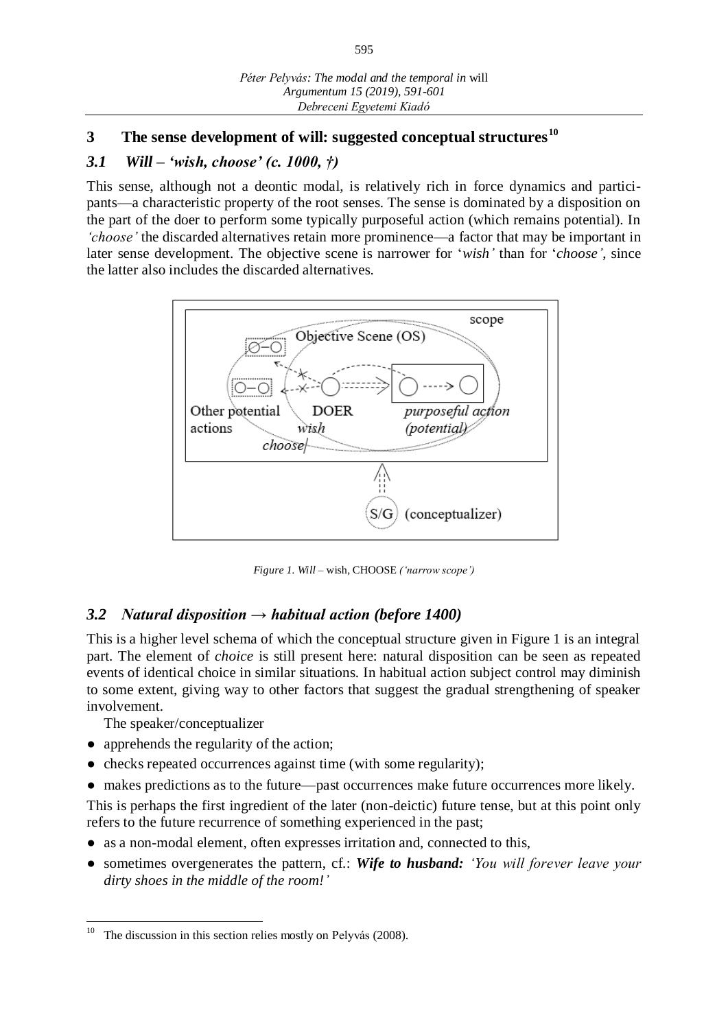## 3 The sense development of will: suggested conceptual structures[10]

### 3.1 *Will – 'wish, choose' (c. 1000, †)*

This sense, although not a deontic modal, is relatively rich in force dynamics and participants—a characteristic property of the root senses. The sense is dominated by a disposition on the part of the doer to perform some typically purposeful action (which remains potential). In *'choose'* the discarded alternatives retain more prominence—a factor that may be important in later sense development. The objective scene is narrower for '*wish'* than for '*choose'*, since the latter also includes the discarded alternatives.

*Figure 1. Will* – wish, CHOOSE *('narrow scope')*

### 3.2 *Natural disposition → habitual action (before 1400)*

This is a higher level schema of which the conceptual structure given in Figure 1 is an integral part. The element of *choice* is still present here: natural disposition can be seen as repeated events of identical choice in similar situations. In habitual action subject control may diminish to some extent, giving way to other factors that suggest the gradual strengthening of speaker involvement.

The speaker/conceptualizer

- apprehends the regularity of the action;
- checks repeated occurrences against time (with some regularity);
- makes predictions as to the future—past occurrences make future occurrences more likely.

This is perhaps the first ingredient of the later (non-deictic) future tense, but at this point only refers to the future recurrence of something experienced in the past;

- as a non-modal element, often expresses irritation and, connected to this,
- sometimes overgenerates the pattern, cf.: ***Wife to husband:*** *'You will forever leave your dirty shoes in the middle of the room!'*

[10] The discussion in this section relies mostly on Pelyvás (2008).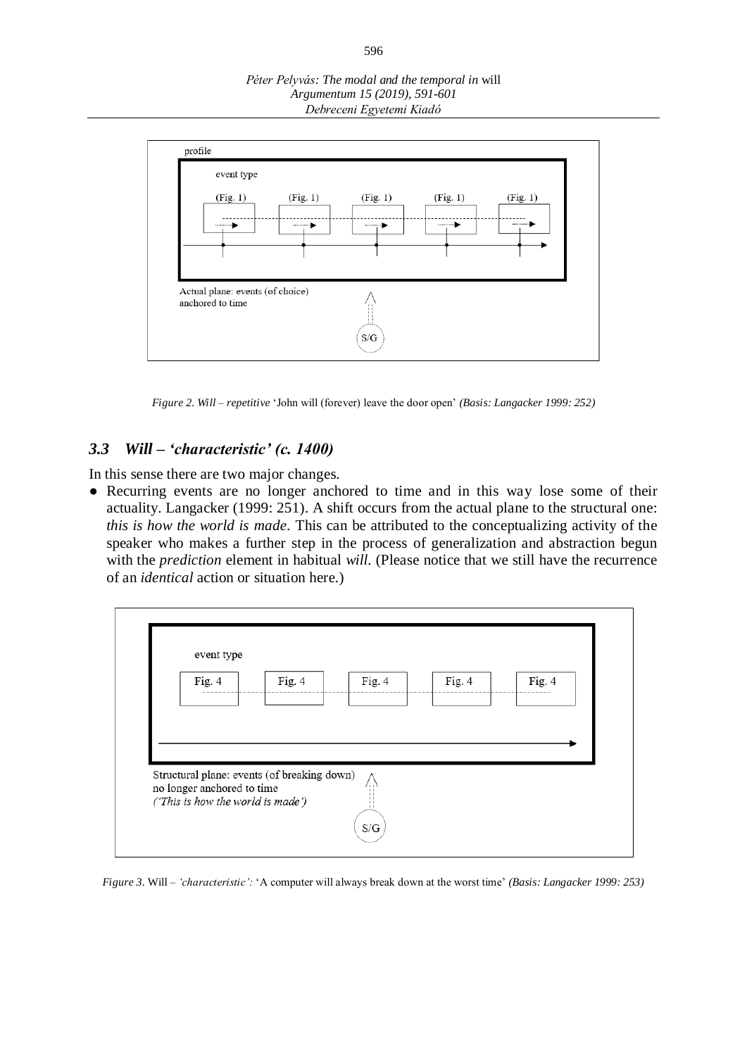Figure 2. *Will – repetitive* 'John will (forever) leave the door open' *(Basis: Langacker 1999: 252)*

### 3.3 *Will – 'characteristic' (c. 1400)*

In this sense there are two major changes.

- Recurring events are no longer anchored to time and in this way lose some of their actuality. Langacker (1999: 251). A shift occurs from the actual plane to the structural one: *this is how the world is made*. This can be attributed to the conceptualizing activity of the speaker who makes a further step in the process of generalization and abstraction begun with the *prediction* element in habitual *will*. (Please notice that we still have the recurrence of an *identical* action or situation here.)

*Figure 3.* Will – *'characteristic':* 'A computer will always break down at the worst time' *(Basis: Langacker 1999: 253)*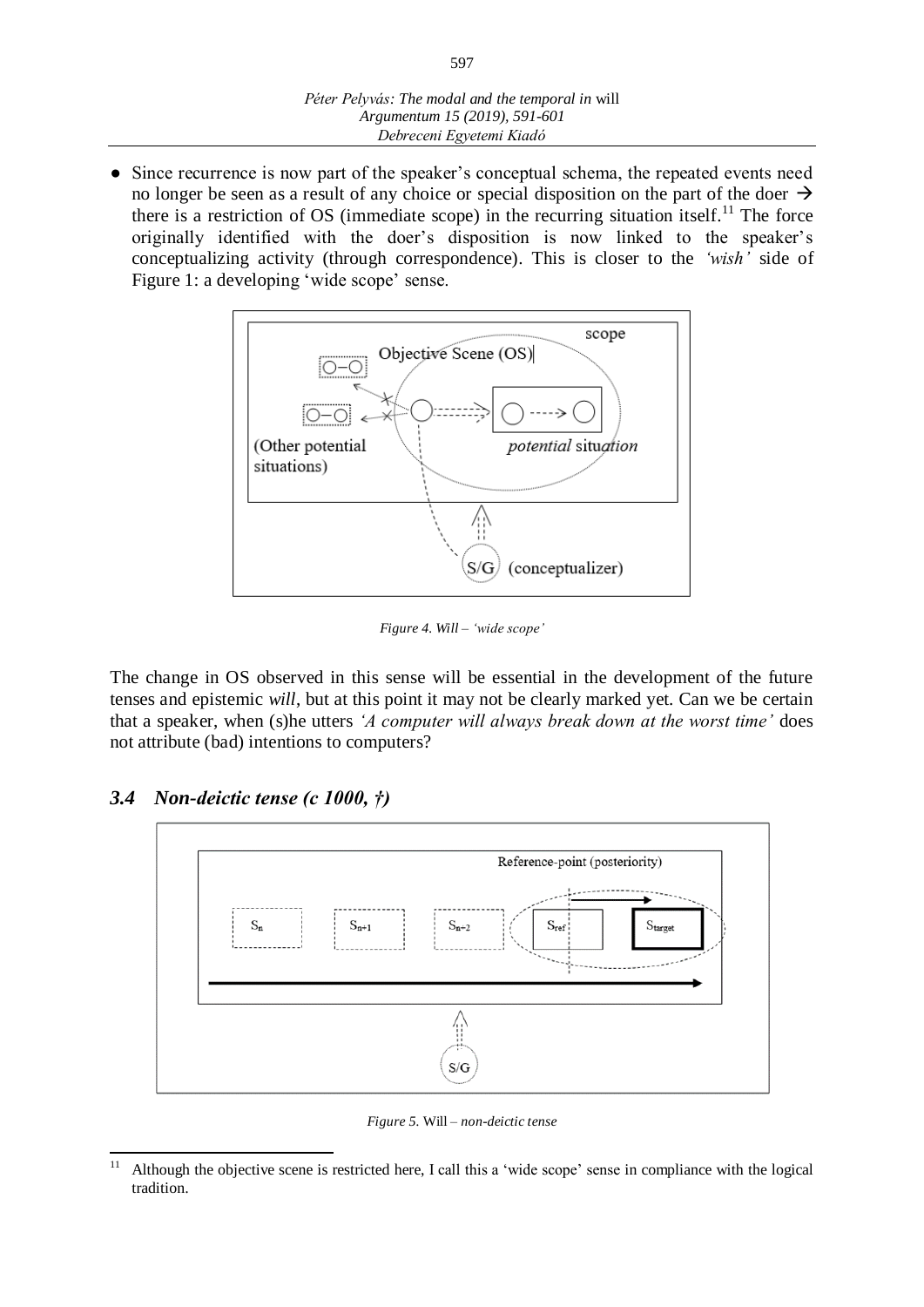- Since recurrence is now part of the speaker's conceptual schema, the repeated events need no longer be seen as a result of any choice or special disposition on the part of the doer → there is a restriction of OS (immediate scope) in the recurring situation itself.[11] The force originally identified with the doer's disposition is now linked to the speaker's conceptualizing activity (through correspondence). This is closer to the *'wish'* side of Figure 1: a developing 'wide scope' sense.

*Figure 4. Will – 'wide scope'*

The change in OS observed in this sense will be essential in the development of the future tenses and epistemic *will*, but at this point it may not be clearly marked yet. Can we be certain that a speaker, when (s)he utters *'A computer will always break down at the worst time'* does not attribute (bad) intentions to computers?

### *3.4 Non-deictic tense (c 1000, †)*

*Figure 5.* Will *– non-deictic tense*

[11] Although the objective scene is restricted here, I call this a 'wide scope' sense in compliance with the logical tradition.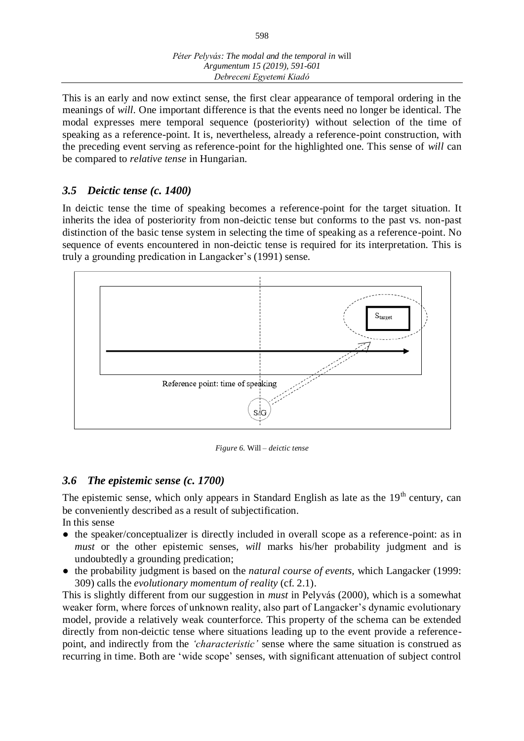This is an early and now extinct sense, the first clear appearance of temporal ordering in the meanings of *will*. One important difference is that the events need no longer be identical. The modal expresses mere temporal sequence (posteriority) without selection of the time of speaking as a reference-point. It is, nevertheless, already a reference-point construction, with the preceding event serving as reference-point for the highlighted one. This sense of *will* can be compared to *relative tense* in Hungarian.

## *3.5 Deictic tense (c. 1400)*

In deictic tense the time of speaking becomes a reference-point for the target situation. It inherits the idea of posteriority from non-deictic tense but conforms to the past vs. non-past distinction of the basic tense system in selecting the time of speaking as a reference-point. No sequence of events encountered in non-deictic tense is required for its interpretation. This is truly a grounding predication in Langacker's (1991) sense.

*Figure 6.* Will *– deictic tense*

## *3.6 The epistemic sense (c. 1700)*

The epistemic sense, which only appears in Standard English as late as the 19th century, can be conveniently described as a result of subjectification.

In this sense

- the speaker/conceptualizer is directly included in overall scope as a reference-point: as in *must* or the other epistemic senses, *will* marks his/her probability judgment and is undoubtedly a grounding predication;
- the probability judgment is based on the *natural course of events,* which Langacker (1999: 309) calls the *evolutionary momentum of reality* (cf. 2.1).

This is slightly different from our suggestion in *must* in Pelyvás (2000), which is a somewhat weaker form, where forces of unknown reality, also part of Langacker's dynamic evolutionary model, provide a relatively weak counterforce. This property of the schema can be extended directly from non-deictic tense where situations leading up to the event provide a reference-point, and indirectly from the *'characteristic'* sense where the same situation is construed as recurring in time. Both are 'wide scope' senses, with significant attenuation of subject control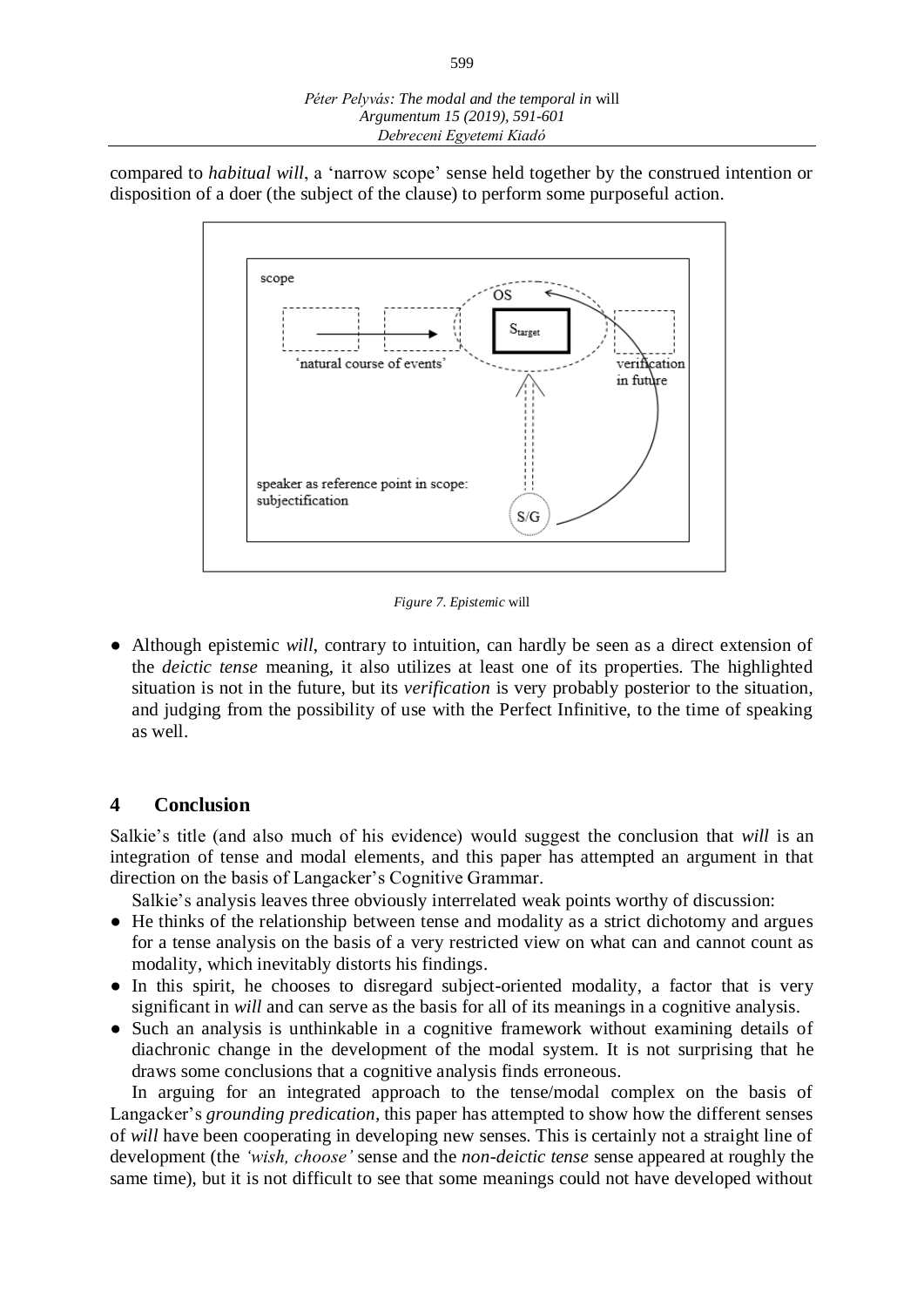compared to *habitual will*, a 'narrow scope' sense held together by the construed intention or disposition of a doer (the subject of the clause) to perform some purposeful action.

*Figure 7. Epistemic* will

- Although epistemic *will*, contrary to intuition, can hardly be seen as a direct extension of the *deictic tense* meaning, it also utilizes at least one of its properties. The highlighted situation is not in the future, but its *verification* is very probably posterior to the situation, and judging from the possibility of use with the Perfect Infinitive, to the time of speaking as well.

## 4 Conclusion

Salkie's title (and also much of his evidence) would suggest the conclusion that *will* is an integration of tense and modal elements, and this paper has attempted an argument in that direction on the basis of Langacker's Cognitive Grammar.

Salkie's analysis leaves three obviously interrelated weak points worthy of discussion:

- He thinks of the relationship between tense and modality as a strict dichotomy and argues for a tense analysis on the basis of a very restricted view on what can and cannot count as modality, which inevitably distorts his findings.
- In this spirit, he chooses to disregard subject-oriented modality, a factor that is very significant in *will* and can serve as the basis for all of its meanings in a cognitive analysis.
- Such an analysis is unthinkable in a cognitive framework without examining details of diachronic change in the development of the modal system. It is not surprising that he draws some conclusions that a cognitive analysis finds erroneous.

In arguing for an integrated approach to the tense/modal complex on the basis of Langacker's *grounding predication*, this paper has attempted to show how the different senses of *will* have been cooperating in developing new senses. This is certainly not a straight line of development (the *'wish, choose'* sense and the *non-deictic tense* sense appeared at roughly the same time), but it is not difficult to see that some meanings could not have developed without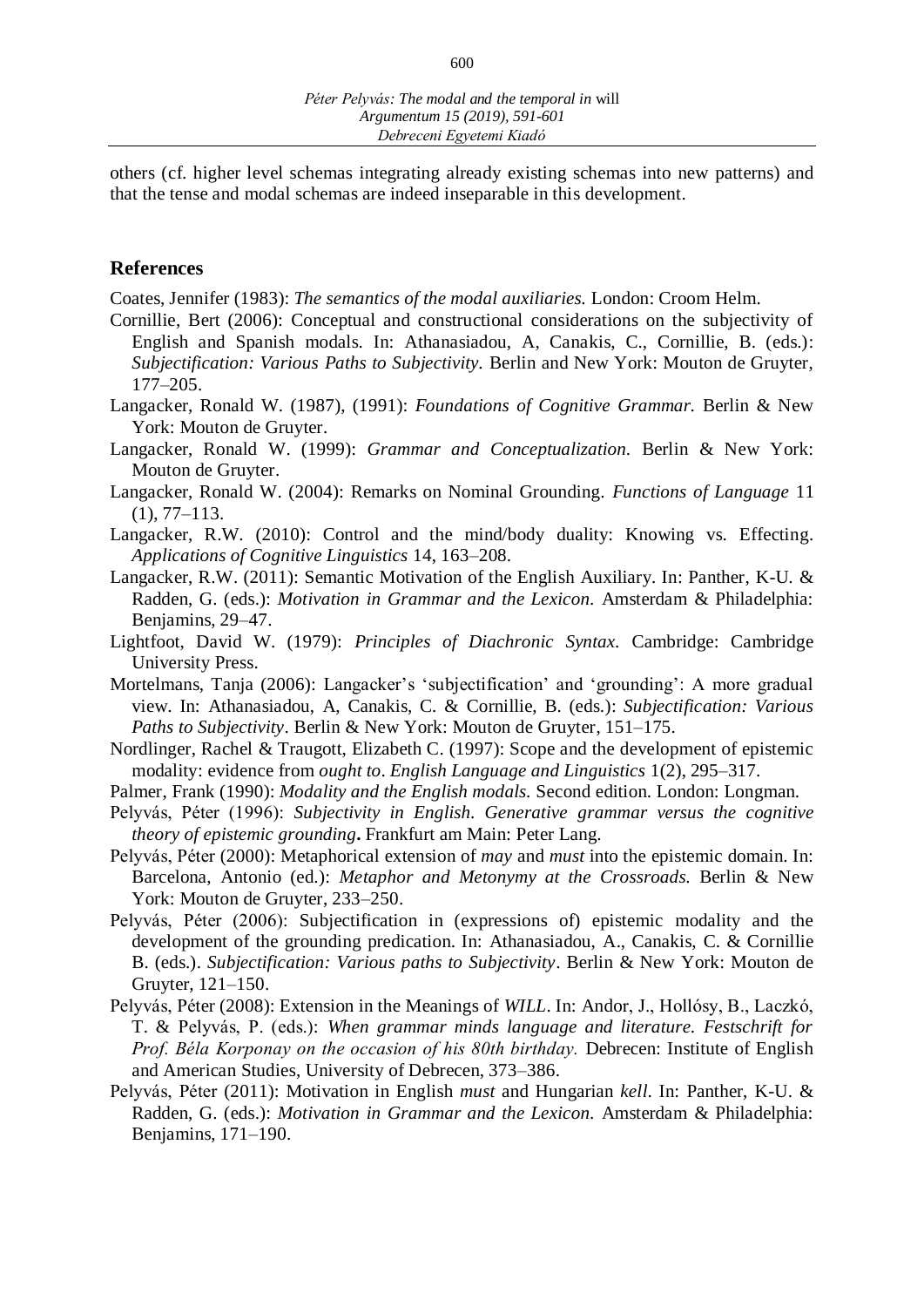others (cf. higher level schemas integrating already existing schemas into new patterns) and that the tense and modal schemas are indeed inseparable in this development.

## References

Coates, Jennifer (1983): *The semantics of the modal auxiliaries.* London: Croom Helm.

Cornillie, Bert (2006): Conceptual and constructional considerations on the subjectivity of English and Spanish modals. In: Athanasiadou, A, Canakis, C., Cornillie, B. (eds.): *Subjectification: Various Paths to Subjectivity.* Berlin and New York: Mouton de Gruyter, 177–205.

Langacker, Ronald W. (1987), (1991): *Foundations of Cognitive Grammar.* Berlin & New York: Mouton de Gruyter.

Langacker, Ronald W. (1999): *Grammar and Conceptualization.* Berlin & New York: Mouton de Gruyter.

Langacker, Ronald W. (2004): Remarks on Nominal Grounding. *Functions of Language* 11 (1), 77–113.

Langacker, R.W. (2010): Control and the mind/body duality: Knowing vs. Effecting. *Applications of Cognitive Linguistics* 14, 163–208.

Langacker, R.W. (2011): Semantic Motivation of the English Auxiliary. In: Panther, K-U. & Radden, G. (eds.): *Motivation in Grammar and the Lexicon.* Amsterdam & Philadelphia: Benjamins, 29–47.

Lightfoot, David W. (1979): *Principles of Diachronic Syntax.* Cambridge: Cambridge University Press.

Mortelmans, Tanja (2006): Langacker's 'subjectification' and 'grounding': A more gradual view. In: Athanasiadou, A, Canakis, C. & Cornillie, B. (eds.): *Subjectification: Various Paths to Subjectivity*. Berlin & New York: Mouton de Gruyter, 151–175.

Nordlinger, Rachel & Traugott, Elizabeth C. (1997): Scope and the development of epistemic modality: evidence from *ought to*. *English Language and Linguistics* 1(2), 295–317.

Palmer, Frank (1990): *Modality and the English modals.* Second edition. London: Longman.

Pelyvás, Péter (1996): *Subjectivity in English. Generative grammar versus the cognitive theory of epistemic grounding***.** Frankfurt am Main: Peter Lang.

Pelyvás, Péter (2000): Metaphorical extension of *may* and *must* into the epistemic domain. In: Barcelona, Antonio (ed.): *Metaphor and Metonymy at the Crossroads.* Berlin & New York: Mouton de Gruyter, 233–250.

Pelyvás, Péter (2006): Subjectification in (expressions of) epistemic modality and the development of the grounding predication. In: Athanasiadou, A., Canakis, C. & Cornillie B. (eds.). *Subjectification: Various paths to Subjectivity*. Berlin & New York: Mouton de Gruyter, 121–150.

Pelyvás, Péter (2008): Extension in the Meanings of *WILL*. In: Andor, J., Hollósy, B., Laczkó, T. & Pelyvás, P. (eds.): *When grammar minds language and literature. Festschrift for Prof. Béla Korponay on the occasion of his 80th birthday.* Debrecen: Institute of English and American Studies, University of Debrecen, 373–386.

Pelyvás, Péter (2011): Motivation in English *must* and Hungarian *kell*. In: Panther, K-U. & Radden, G. (eds.): *Motivation in Grammar and the Lexicon.* Amsterdam & Philadelphia: Benjamins, 171–190.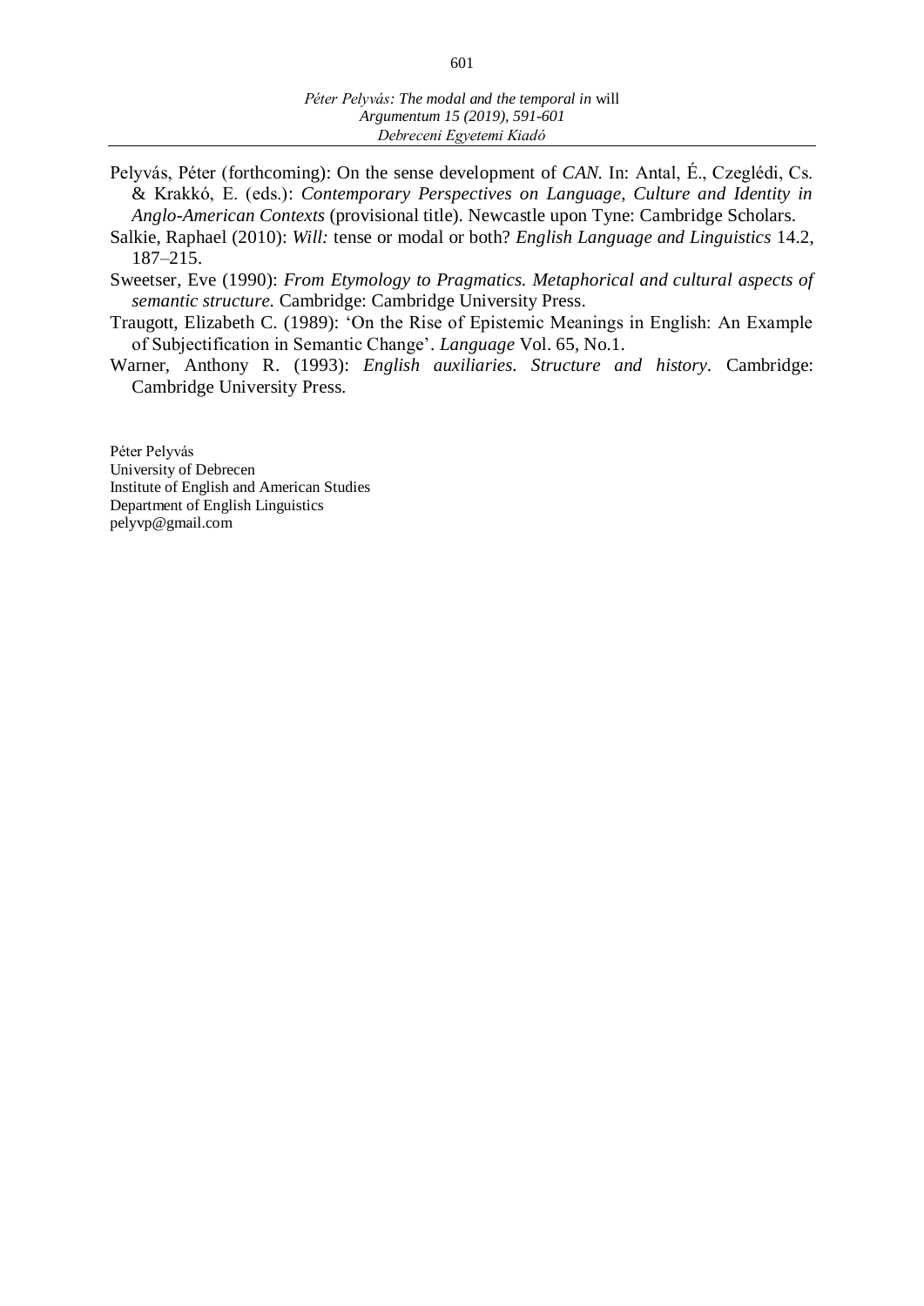Pelyvás, Péter (forthcoming): On the sense development of *CAN*. In: Antal, É., Czeglédi, Cs. & Krakkó, E. (eds.): *Contemporary Perspectives on Language, Culture and Identity in Anglo-American Contexts* (provisional title). Newcastle upon Tyne: Cambridge Scholars.

Salkie, Raphael (2010): *Will:* tense or modal or both? *English Language and Linguistics* 14.2, 187–215.

Sweetser, Eve (1990): *From Etymology to Pragmatics. Metaphorical and cultural aspects of semantic structure.* Cambridge: Cambridge University Press.

Traugott, Elizabeth C. (1989): 'On the Rise of Epistemic Meanings in English: An Example of Subjectification in Semantic Change'. *Language* Vol. 65, No.1.

Warner, Anthony R. (1993): *English auxiliaries. Structure and history*. Cambridge: Cambridge University Press.

Péter Pelyvás
University of Debrecen
Institute of English and American Studies
Department of English Linguistics
pelyvp@gmail.com